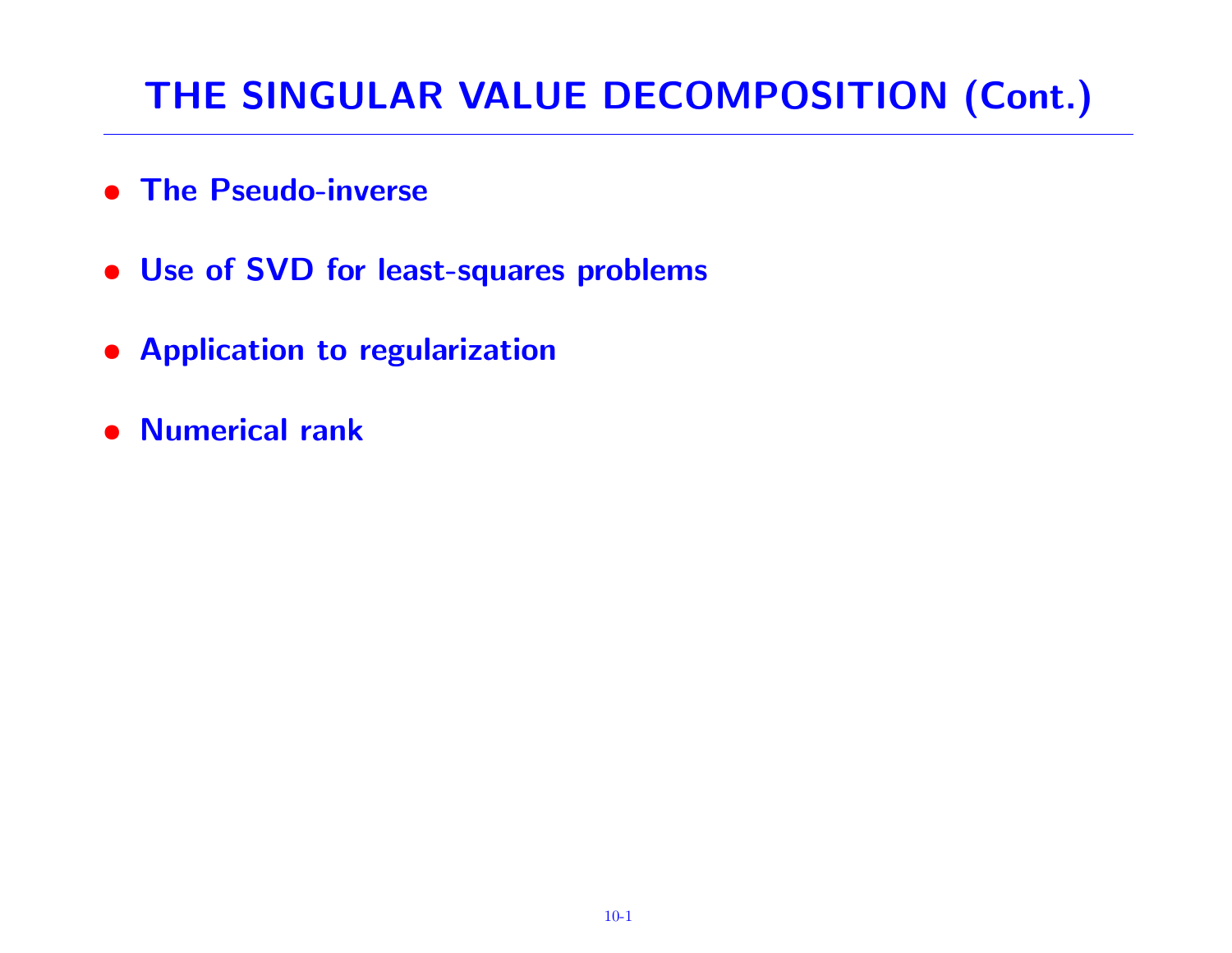# THE SINGULAR VALUE DECOMPOSITION (Cont.)

- **The Pseudo-inverse**
- **Use of SVD for least-squares problems**
- **Application to regularization**
- **Numerical rank**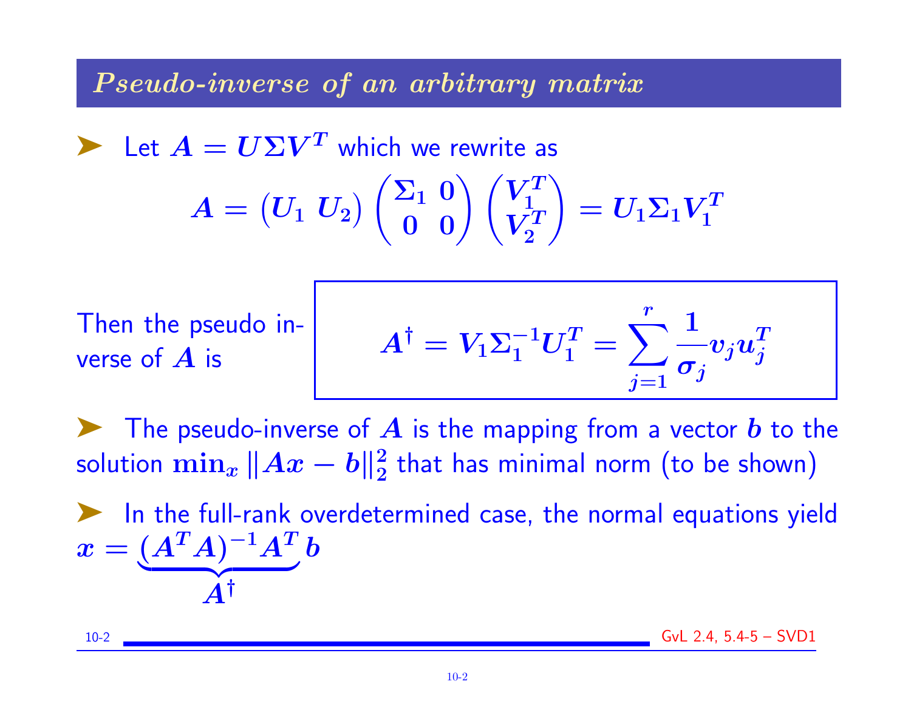## Pseudo-inverse of an arbitrary matrix

- Let $A = U\Sigma V^T$ which we rewrite as

$$A = \begin{pmatrix} U_1 & U_2 \end{pmatrix} \begin{pmatrix} \Sigma_1 & 0 \\ 0 & 0 \end{pmatrix} \begin{pmatrix} V_1^T \\ V_2^T \end{pmatrix} = U_1 \Sigma_1 V_1^T$$

Then the pseudo inverse of $A$ is

$$A^\dagger = V_1 \Sigma_1^{-1} U_1^T = \sum_{j=1}^{r} \frac{1}{\sigma_j} v_j u_j^T$$

- The pseudo-inverse of $A$ is the mapping from a vector $b$ to the solution $\min_x \|Ax - b\|_2^2$ that has minimal norm (to be shown)

- In the full-rank overdetermined case, the normal equations yield $x = \underbrace{(A^T A)^{-1} A^T}_{A^\dagger} b$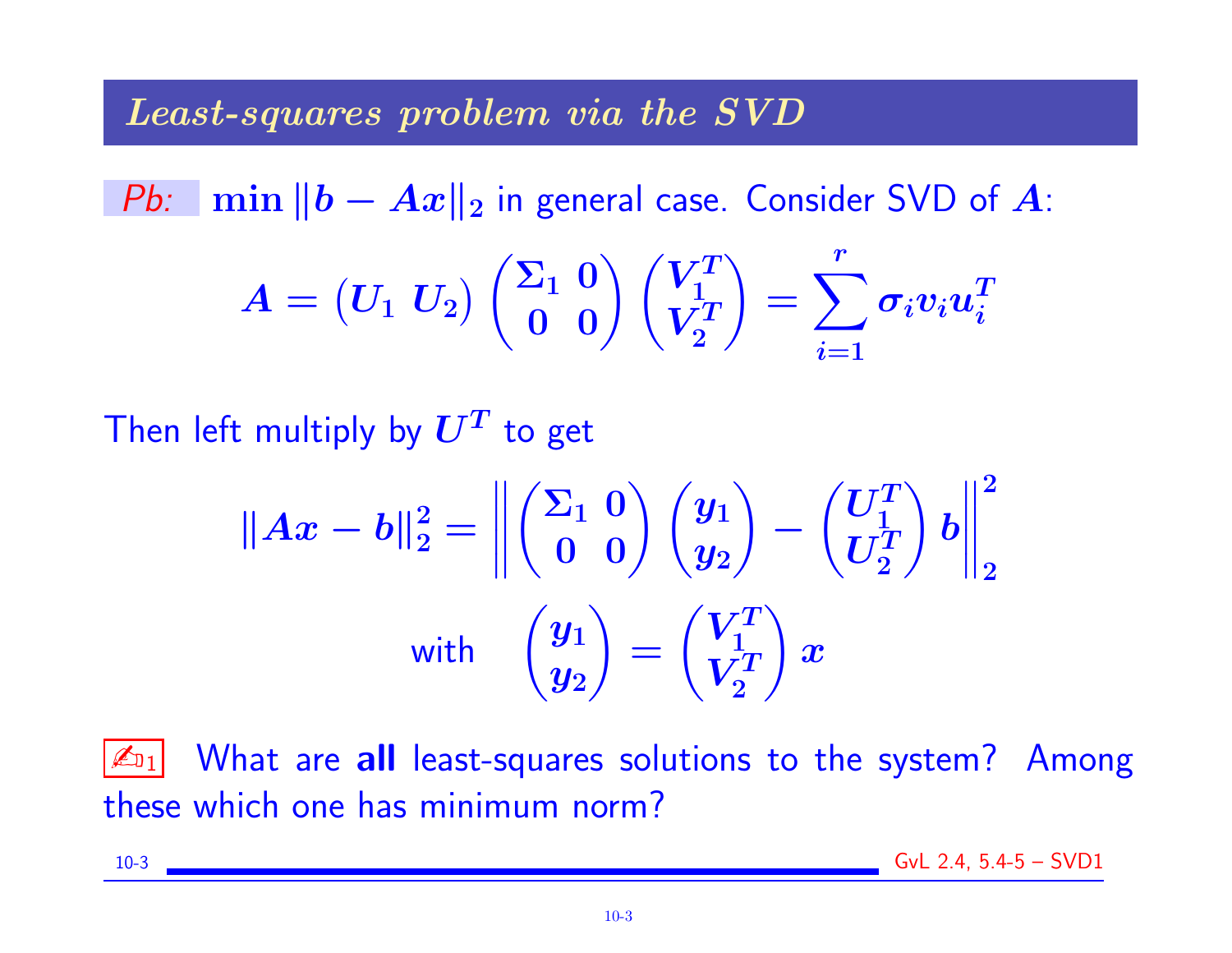## *Least-squares problem via the SVD*

*Pb:* $\min \|b - Ax\|_2$ in general case. Consider SVD of $A$:

$$A = \begin{pmatrix} U_1 & U_2 \end{pmatrix} \begin{pmatrix} \Sigma_1 & 0 \\ 0 & 0 \end{pmatrix} \begin{pmatrix} V_1^T \\ V_2^T \end{pmatrix} = \sum_{i=1}^{r} \sigma_i v_i u_i^T$$

Then left multiply by $U^T$ to get

$$\|Ax - b\|_2^2 = \left\| \begin{pmatrix} \Sigma_1 & 0 \\ 0 & 0 \end{pmatrix} \begin{pmatrix} y_1 \\ y_2 \end{pmatrix} - \begin{pmatrix} U_1^T \\ U_2^T \end{pmatrix} b \right\|_2^2$$

$$\text{with} \quad \begin{pmatrix} y_1 \\ y_2 \end{pmatrix} = \begin{pmatrix} V_1^T \\ V_2^T \end{pmatrix} x$$

✍1 What are **all** least-squares solutions to the system? Among these which one has minimum norm?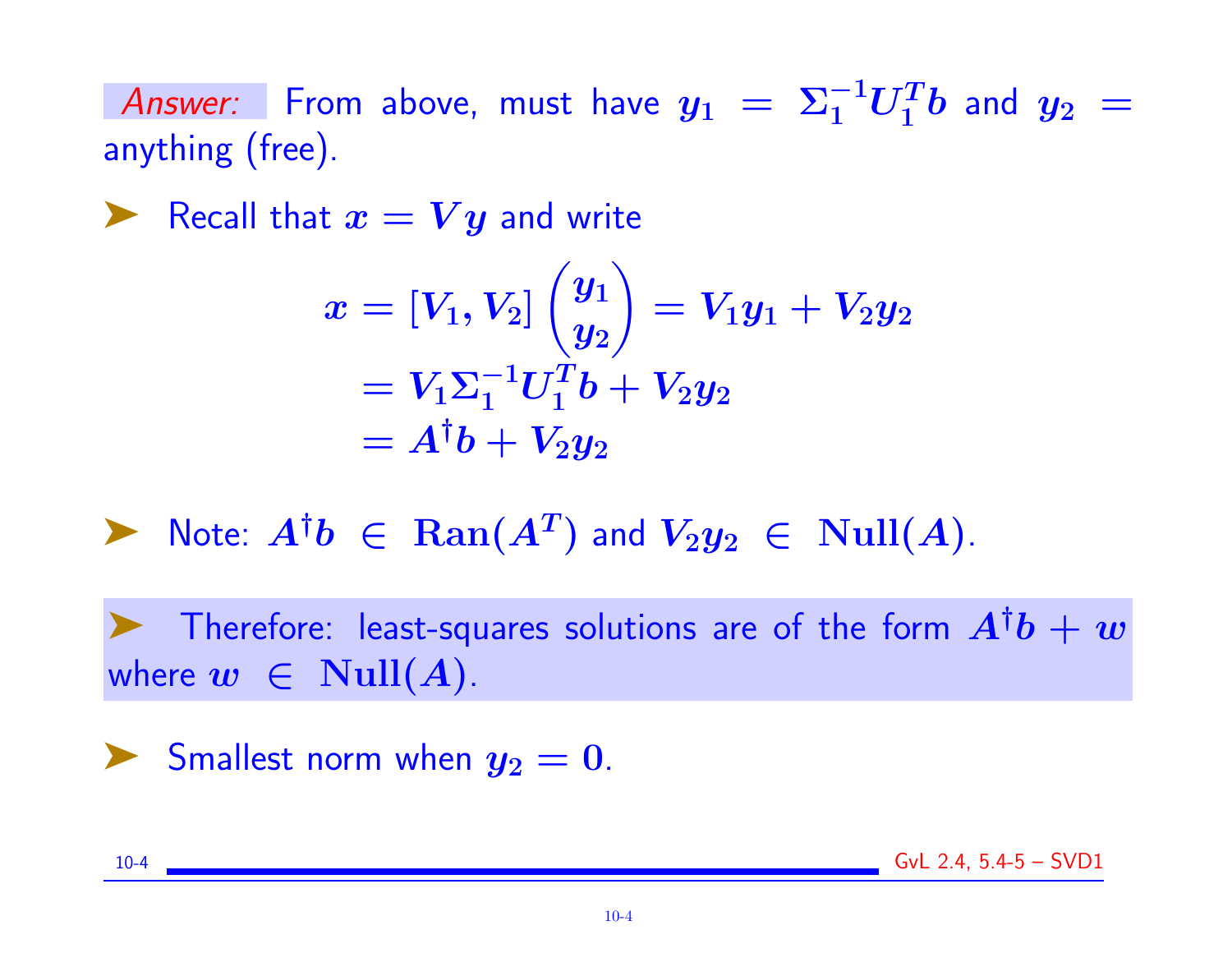*Answer:* From above, must have $y_1 = \Sigma_1^{-1} U_1^T b$ and $y_2 =$ anything (free).

- Recall that $x = Vy$ and write

$$
\begin{aligned}
x &= [V_1, V_2] \begin{pmatrix} y_1 \\ y_2 \end{pmatrix} = V_1 y_1 + V_2 y_2 \\
&= V_1 \Sigma_1^{-1} U_1^T b + V_2 y_2 \\
&= A^\dagger b + V_2 y_2
\end{aligned}
$$

- Note: $A^\dagger b \in \mathbf{Ran}(A^T)$ and $V_2 y_2 \in \mathbf{Null}(A)$.

- Therefore: least-squares solutions are of the form $A^\dagger b + w$ where $w \in \mathbf{Null}(A)$.

- Smallest norm when $y_2 = 0$.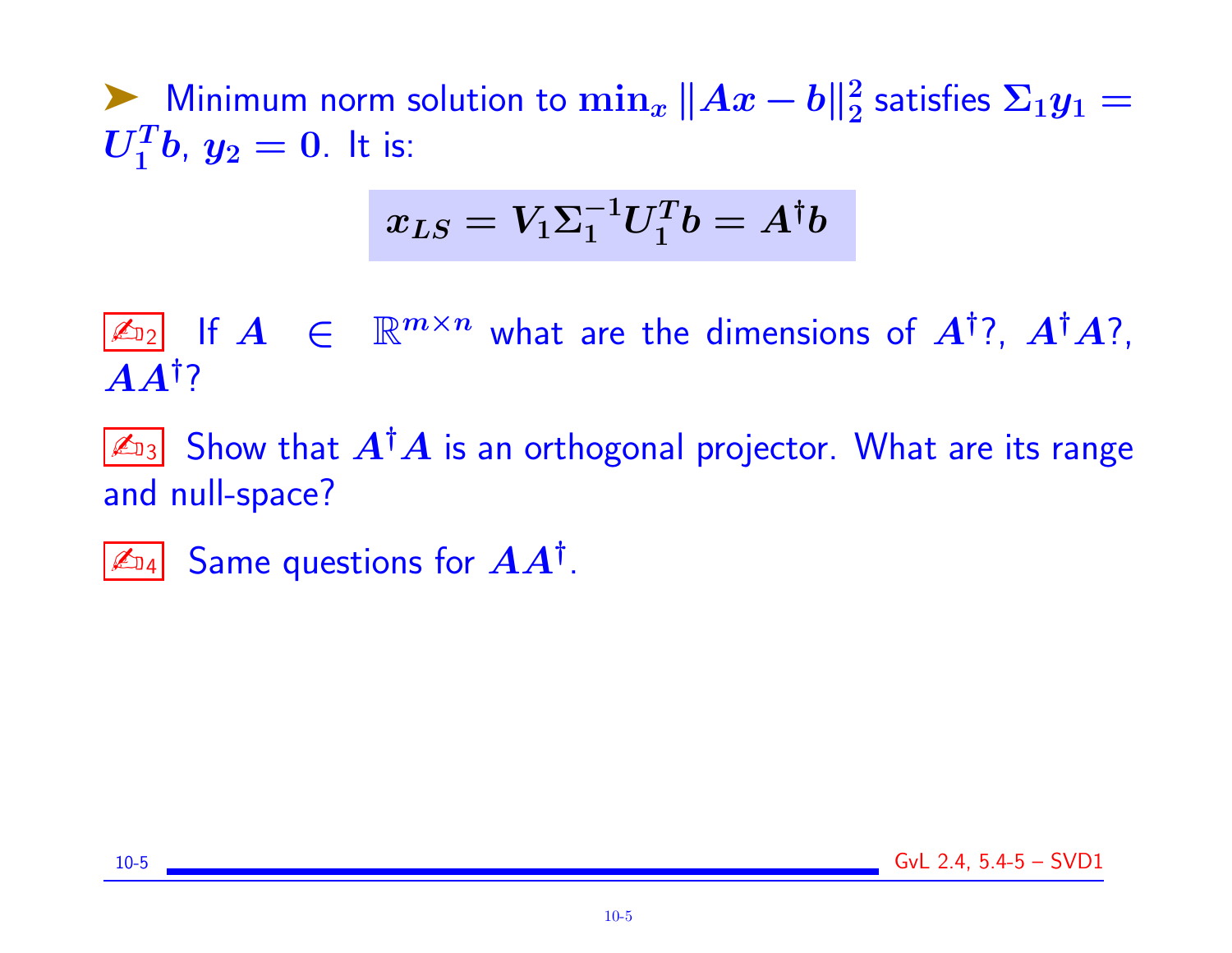➤ Minimum norm solution to $\min_x \|Ax - b\|_2^2$ satisfies $\Sigma_1 y_1 = U_1^T b$, $y_2 = 0$. It is:

$$x_{LS} = V_1 \Sigma_1^{-1} U_1^T b = A^\dagger b$$

✍D2 If $A \in \mathbb{R}^{m \times n}$ what are the dimensions of $A^\dagger$?, $A^\dagger A$?, $AA^\dagger$?

✍D3 Show that $A^\dagger A$ is an orthogonal projector. What are its range and null-space?

✍D4 Same questions for $AA^\dagger$.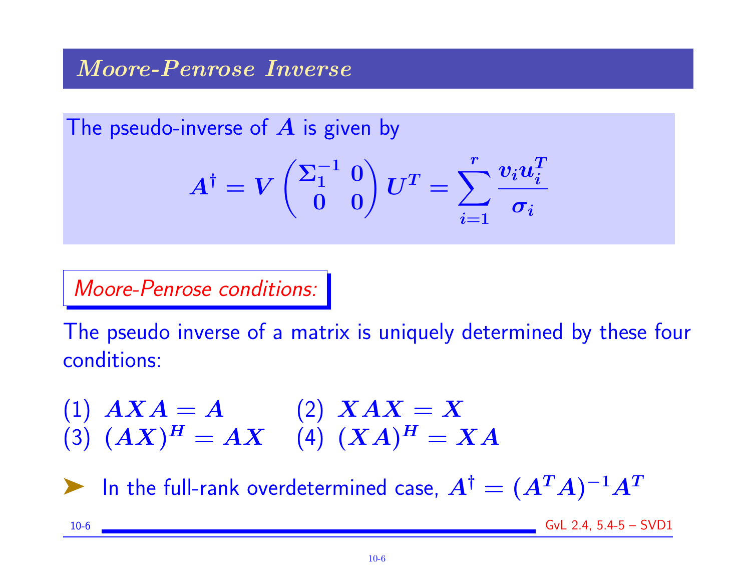## Moore-Penrose Inverse

The pseudo-inverse of $A$ is given by

$$A^\dagger = V \begin{pmatrix} \Sigma_1^{-1} & 0 \\ 0 & 0 \end{pmatrix} U^T = \sum_{i=1}^{r} \frac{v_i u_i^T}{\sigma_i}$$

*Moore-Penrose conditions:*

The pseudo inverse of a matrix is uniquely determined by these four conditions:

(1) $AXA = A$ (2) $XAX = X$

(3) $(AX)^H = AX$ (4) $(XA)^H = XA$

➤ In the full-rank overdetermined case, $A^\dagger = (A^T A)^{-1} A^T$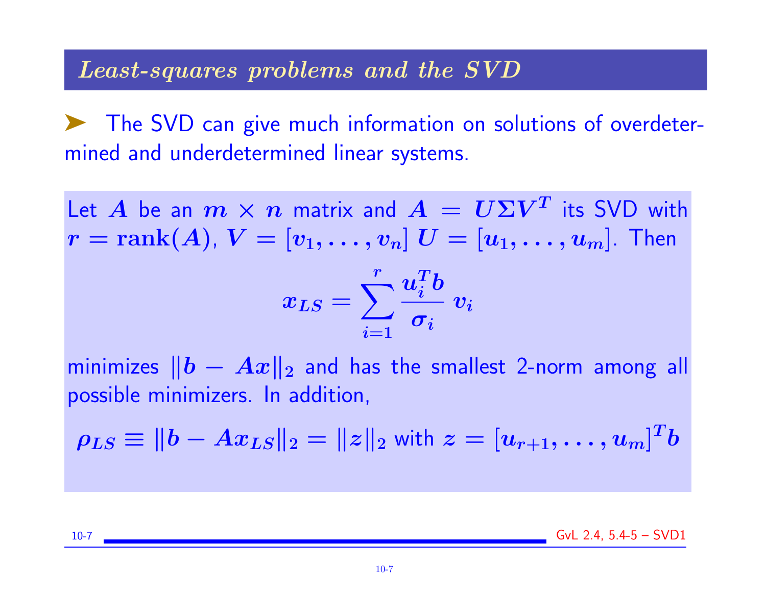## *Least-squares problems and the SVD*

➤ The SVD can give much information on solutions of overdetermined and underdetermined linear systems.

Let $A$ be an $m \times n$ matrix and $A = U\Sigma V^T$ its SVD with $r = \mathbf{rank}(A)$, $V = [v_1, \ldots, v_n]$ $U = [u_1, \ldots, u_m]$. Then

$$x_{LS} = \sum_{i=1}^{r} \frac{u_i^T b}{\sigma_i} \, v_i$$

minimizes $\|b - Ax\|_2$ and has the smallest 2-norm among all possible minimizers. In addition,

$$\rho_{LS} \equiv \|b - Ax_{LS}\|_2 = \|z\|_2 \text{ with } z = [u_{r+1}, \ldots, u_m]^T b$$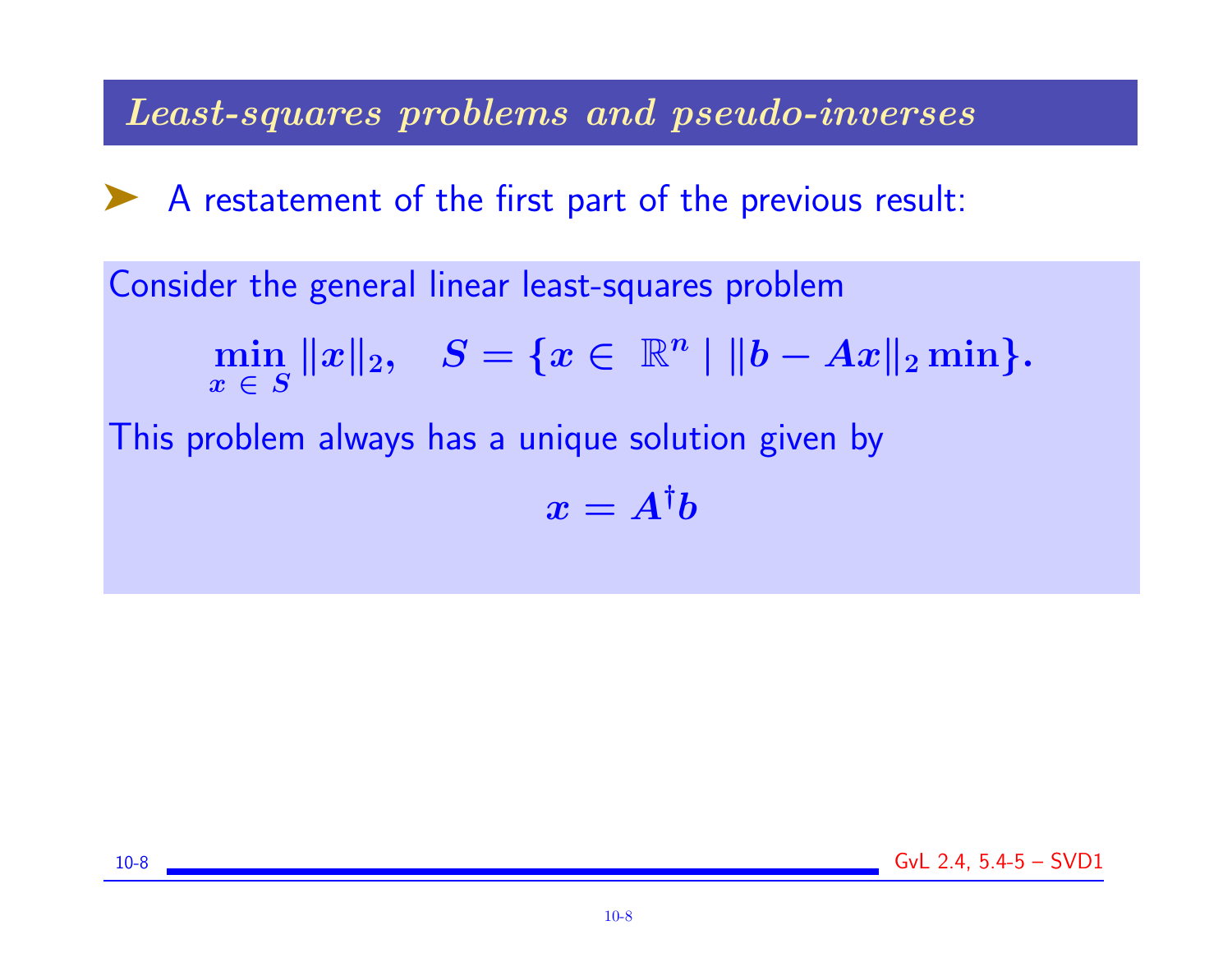## *Least-squares problems and pseudo-inverses*

➤ A restatement of the first part of the previous result:

Consider the general linear least-squares problem

$$\min_{x \in S} \|x\|_2, \quad S = \{x \in \mathbb{R}^n \mid \|b - Ax\|_2 \min\}.$$

This problem always has a unique solution given by

$$x = A^{\dagger} b$$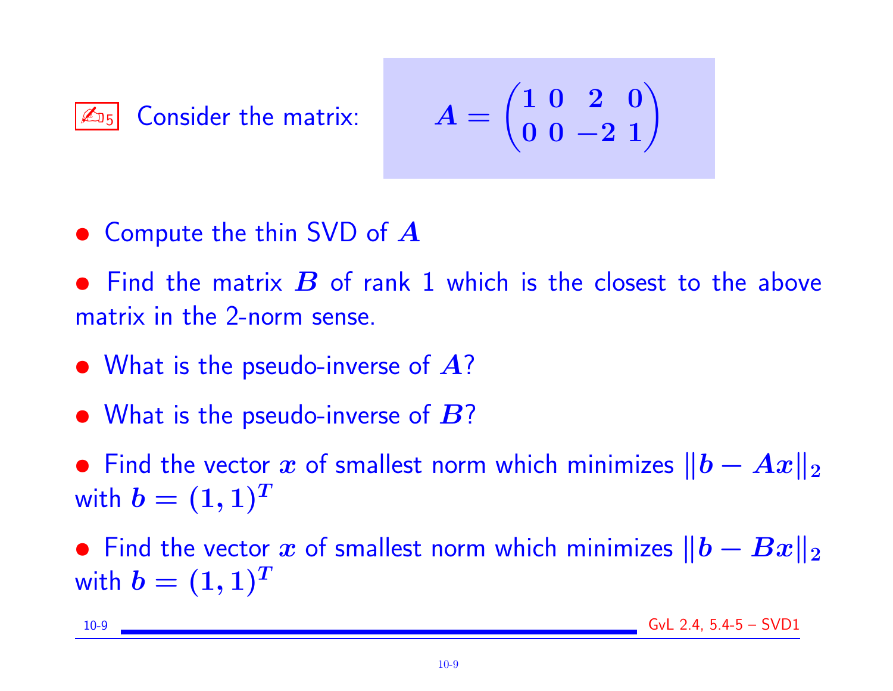✍ 5 Consider the matrix:

$$A = \begin{pmatrix} 1 & 0 & 2 & 0 \\ 0 & 0 & -2 & 1 \end{pmatrix}$$

- Compute the thin SVD of $A$
- Find the matrix $B$ of rank 1 which is the closest to the above matrix in the 2-norm sense.
- What is the pseudo-inverse of $A$?
- What is the pseudo-inverse of $B$?
- Find the vector $x$ of smallest norm which minimizes $\|b - Ax\|_2$ with $b = (1, 1)^T$
- Find the vector $x$ of smallest norm which minimizes $\|b - Bx\|_2$ with $b = (1, 1)^T$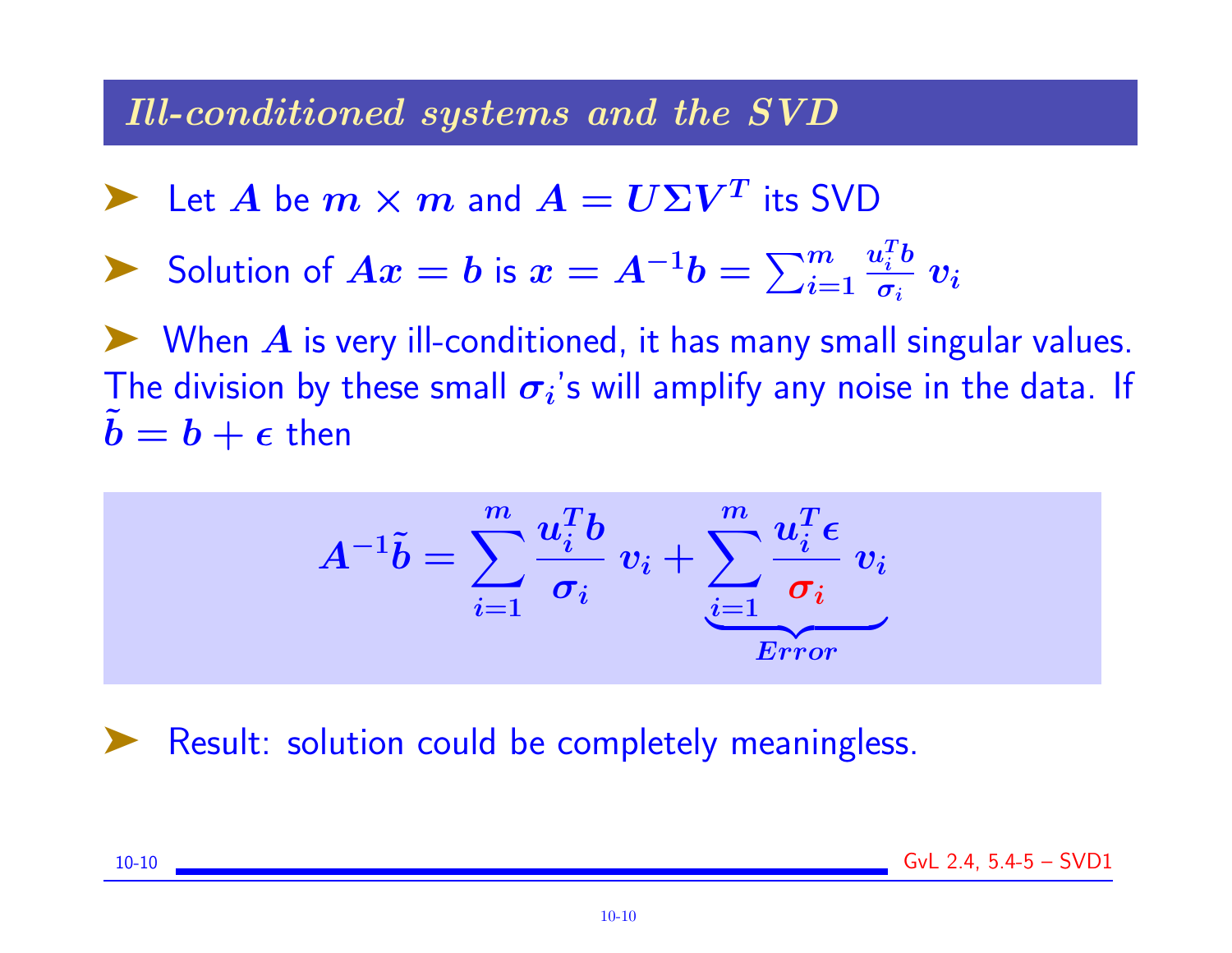## Ill-conditioned systems and the SVD

- Let $A$ be $m \times m$ and $A = U\Sigma V^T$ its SVD
- Solution of $Ax = b$ is $x = A^{-1}b = \sum_{i=1}^{m} \frac{u_i^T b}{\sigma_i} v_i$
- When $A$ is very ill-conditioned, it has many small singular values. The division by these small $\sigma_i$'s will amplify any noise in the data. If $\tilde{b} = b + \epsilon$ then

$$A^{-1}\tilde{b} = \sum_{i=1}^{m} \frac{u_i^T b}{\sigma_i} v_i + \underbrace{\sum_{i=1}^{m} \frac{u_i^T \epsilon}{\sigma_i} v_i}_{Error}$$

- Result: solution could be completely meaningless.

GvL 2.4, 5.4-5 – SVD1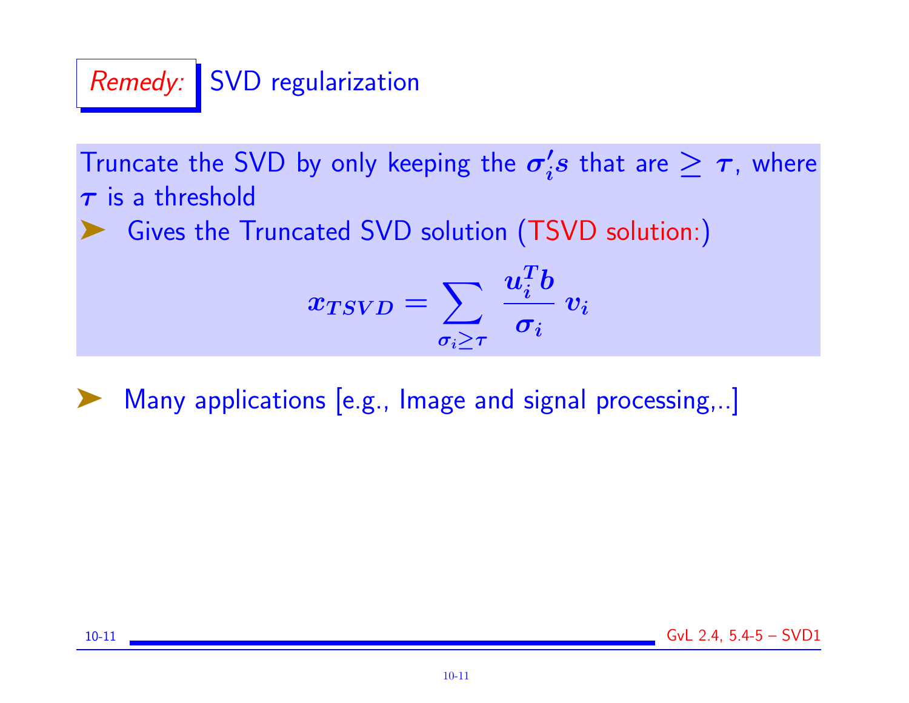## *Remedy:* SVD regularization

Truncate the SVD by only keeping the $\sigma_i's$ that are $\geq \tau$, where $\tau$ is a threshold

➤ Gives the Truncated SVD solution (TSVD solution:)

$$x_{TSVD} = \sum_{\sigma_i \geq \tau} \frac{u_i^T b}{\sigma_i} v_i$$

➤ Many applications [e.g., Image and signal processing,..]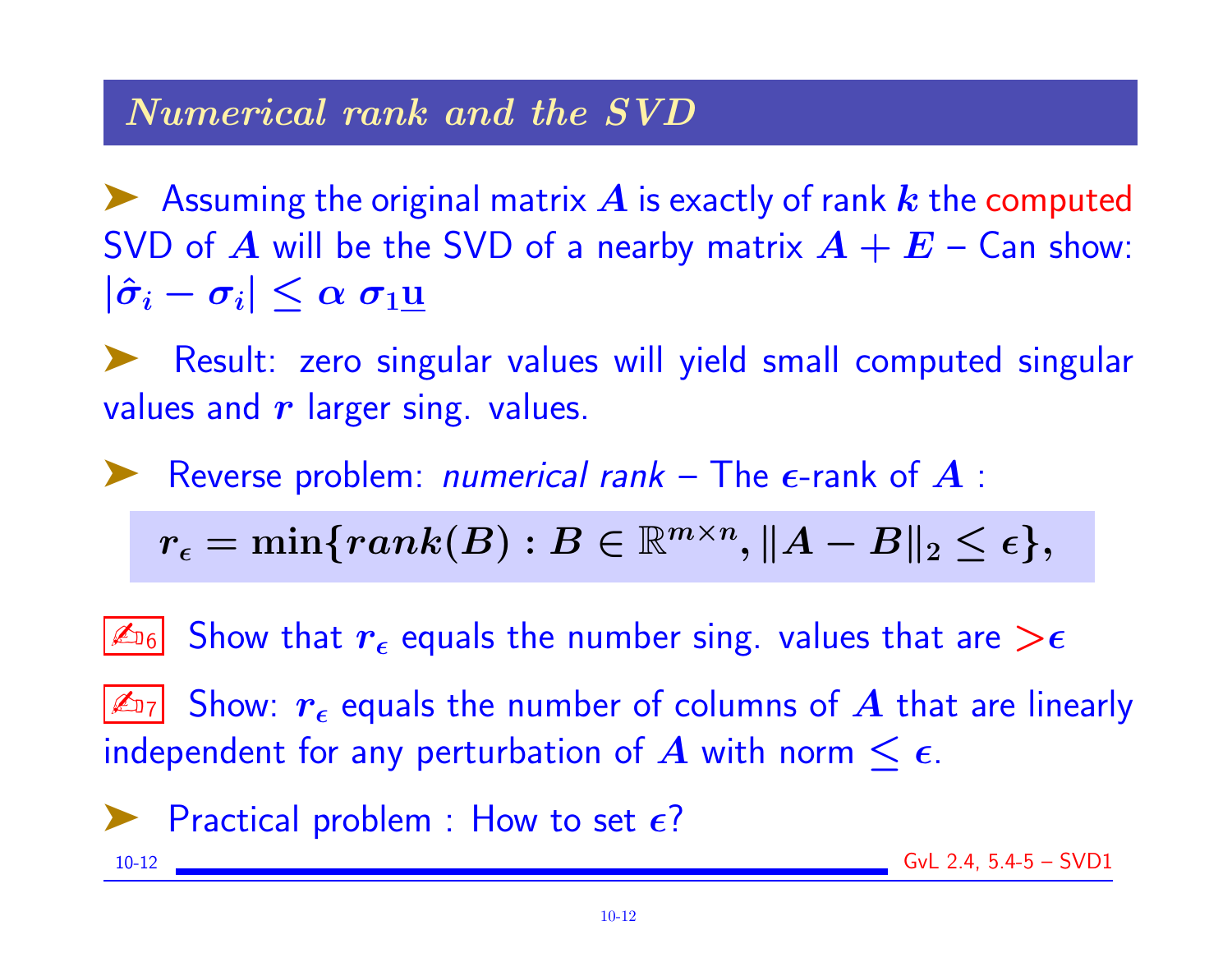## *Numerical rank and the SVD*

➤ Assuming the original matrix $A$ is exactly of rank $k$ the computed SVD of $A$ will be the SVD of a nearby matrix $A + E$ – Can show: $|\hat{\sigma}_i - \sigma_i| \leq \alpha \, \sigma_1 \underline{\mathbf{u}}$

➤ Result: zero singular values will yield small computed singular values and $r$ larger sing. values.

➤ Reverse problem: *numerical rank* – The $\epsilon$-rank of $A$ :

$$r_\epsilon = \min\{rank(B) : B \in \mathbb{R}^{m \times n}, \|A - B\|_2 \leq \epsilon\},$$

✍D6 Show that $r_\epsilon$ equals the number sing. values that are $>\epsilon$

✍D7 Show: $r_\epsilon$ equals the number of columns of $A$ that are linearly independent for any perturbation of $A$ with norm $\leq \epsilon$.

➤ Practical problem : How to set $\epsilon$?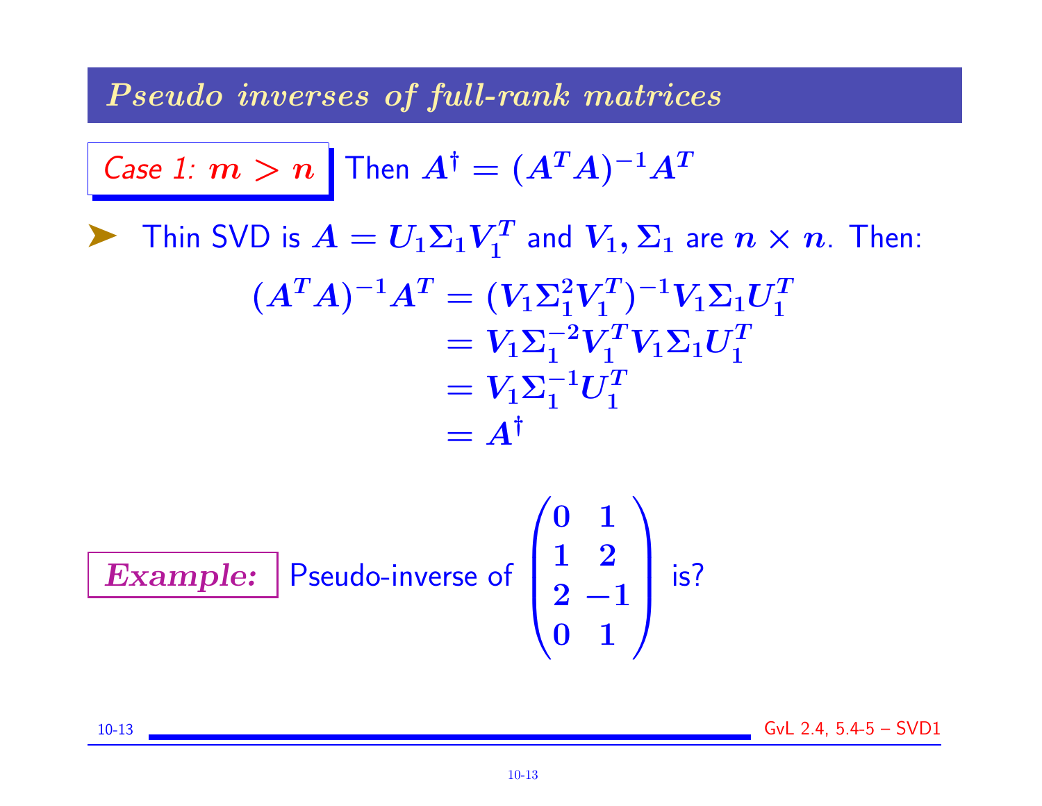## *Pseudo inverses of full-rank matrices*

**Case 1:** $m > n$ Then $A^\dagger = (A^T A)^{-1} A^T$

- Thin SVD is $A = U_1 \Sigma_1 V_1^T$ and $V_1, \Sigma_1$ are $n \times n$. Then:

$$
\begin{aligned}
(A^T A)^{-1} A^T &= (V_1 \Sigma_1^2 V_1^T)^{-1} V_1 \Sigma_1 U_1^T \\
&= V_1 \Sigma_1^{-2} V_1^T V_1 \Sigma_1 U_1^T \\
&= V_1 \Sigma_1^{-1} U_1^T \\
&= A^\dagger
\end{aligned}
$$

***Example:*** Pseudo-inverse of $\begin{pmatrix} 0 & 1 \\ 1 & 2 \\ 2 & -1 \\ 0 & 1 \end{pmatrix}$ is?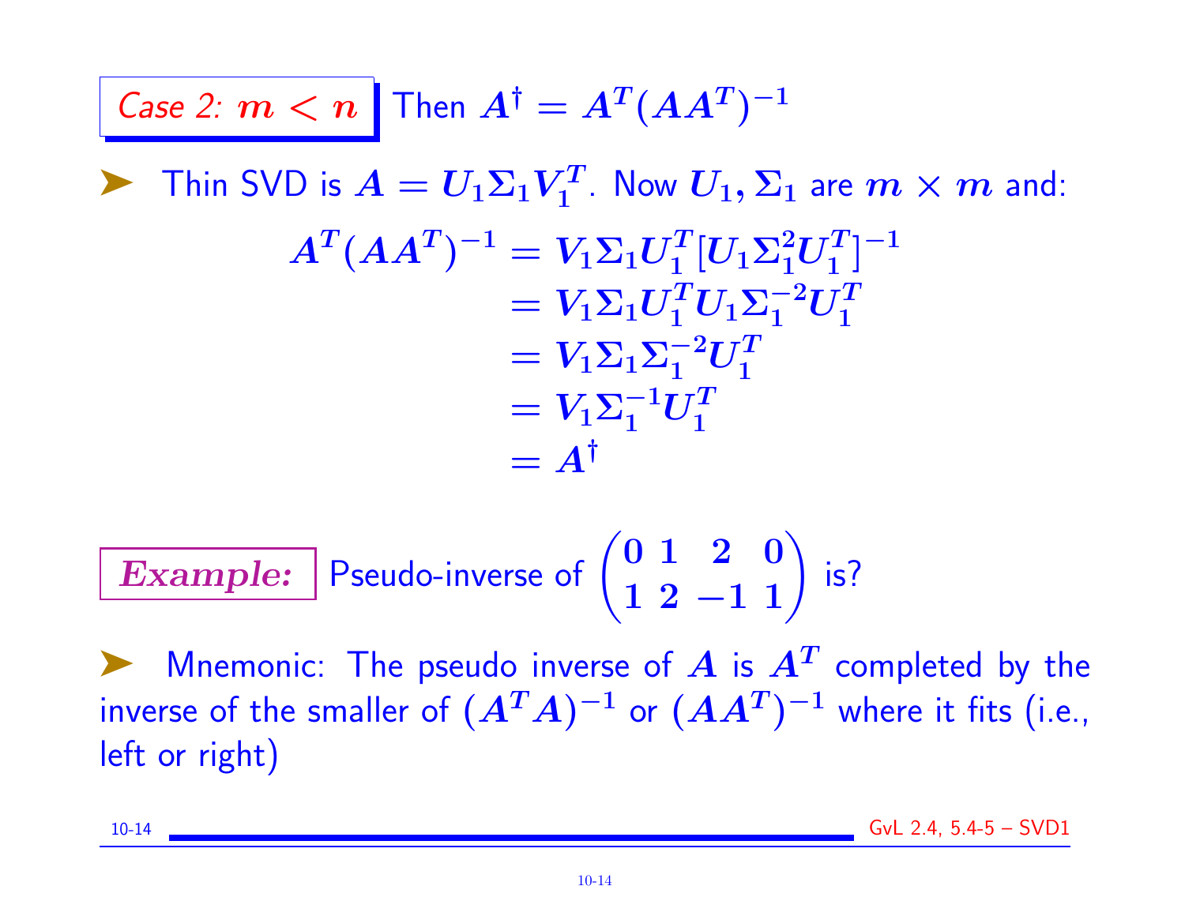**Case 2: $m < n$** Then $A^\dagger = A^T(AA^T)^{-1}$

➤ Thin SVD is $A = U_1\Sigma_1 V_1^T$. Now $U_1, \Sigma_1$ are $m \times m$ and:

$$
\begin{aligned}
A^T(AA^T)^{-1} &= V_1\Sigma_1 U_1^T[U_1\Sigma_1^2 U_1^T]^{-1} \\
&= V_1\Sigma_1 U_1^T U_1 \Sigma_1^{-2} U_1^T \\
&= V_1\Sigma_1 \Sigma_1^{-2} U_1^T \\
&= V_1\Sigma_1^{-1} U_1^T \\
&= A^\dagger
\end{aligned}
$$

***Example:*** Pseudo-inverse of $\begin{pmatrix} 0 & 1 & 2 & 0 \\ 1 & 2 & -1 & 1 \end{pmatrix}$ is?

➤ Mnemonic: The pseudo inverse of $A$ is $A^T$ completed by the inverse of the smaller of $(A^TA)^{-1}$ or $(AA^T)^{-1}$ where it fits (i.e., left or right)